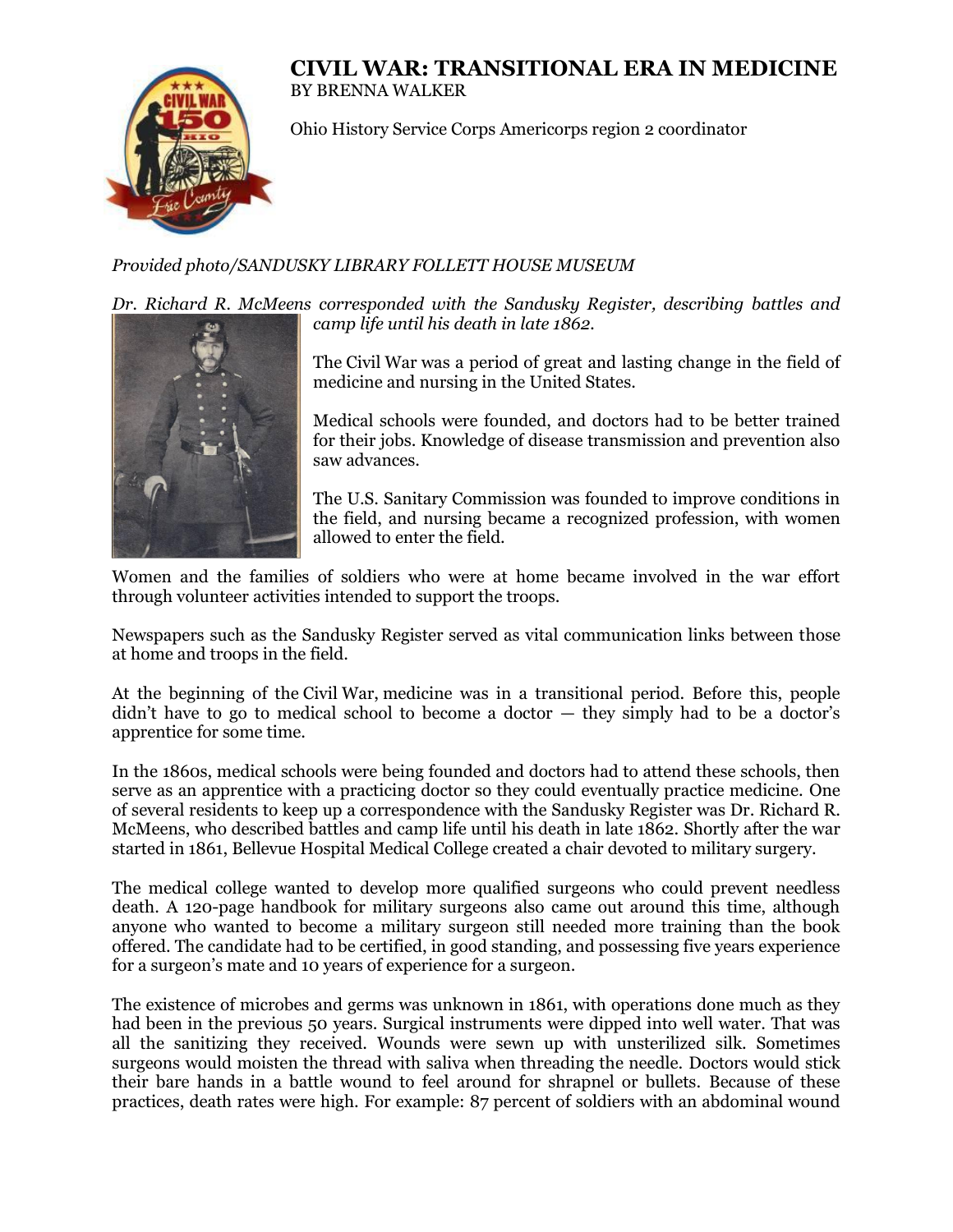# CIVIL WAR: TRANSITIONAL ERA IN MEDICINE

BY BRENNA WALKER

Ohio History Service Corps Americorps region 2 coordinator

*Provided photo/SANDUSKY LIBRARY FOLLETT HOUSE MUSEUM*

*Dr. Richard R. McMeens corresponded with the Sandusky Register, describing battles and camp life until his death in late 1862.*

The Civil War was a period of great and lasting change in the field of medicine and nursing in the United States.

Medical schools were founded, and doctors had to be better trained for their jobs. Knowledge of disease transmission and prevention also saw advances.

The U.S. Sanitary Commission was founded to improve conditions in the field, and nursing became a recognized profession, with women allowed to enter the field.

Women and the families of soldiers who were at home became involved in the war effort through volunteer activities intended to support the troops.

Newspapers such as the Sandusky Register served as vital communication links between those at home and troops in the field.

At the beginning of the Civil War, medicine was in a transitional period. Before this, people didn't have to go to medical school to become a doctor — they simply had to be a doctor's apprentice for some time.

In the 1860s, medical schools were being founded and doctors had to attend these schools, then serve as an apprentice with a practicing doctor so they could eventually practice medicine. One of several residents to keep up a correspondence with the Sandusky Register was Dr. Richard R. McMeens, who described battles and camp life until his death in late 1862. Shortly after the war started in 1861, Bellevue Hospital Medical College created a chair devoted to military surgery.

The medical college wanted to develop more qualified surgeons who could prevent needless death. A 120-page handbook for military surgeons also came out around this time, although anyone who wanted to become a military surgeon still needed more training than the book offered. The candidate had to be certified, in good standing, and possessing five years experience for a surgeon's mate and 10 years of experience for a surgeon.

The existence of microbes and germs was unknown in 1861, with operations done much as they had been in the previous 50 years. Surgical instruments were dipped into well water. That was all the sanitizing they received. Wounds were sewn up with unsterilized silk. Sometimes surgeons would moisten the thread with saliva when threading the needle. Doctors would stick their bare hands in a battle wound to feel around for shrapnel or bullets. Because of these practices, death rates were high. For example: 87 percent of soldiers with an abdominal wound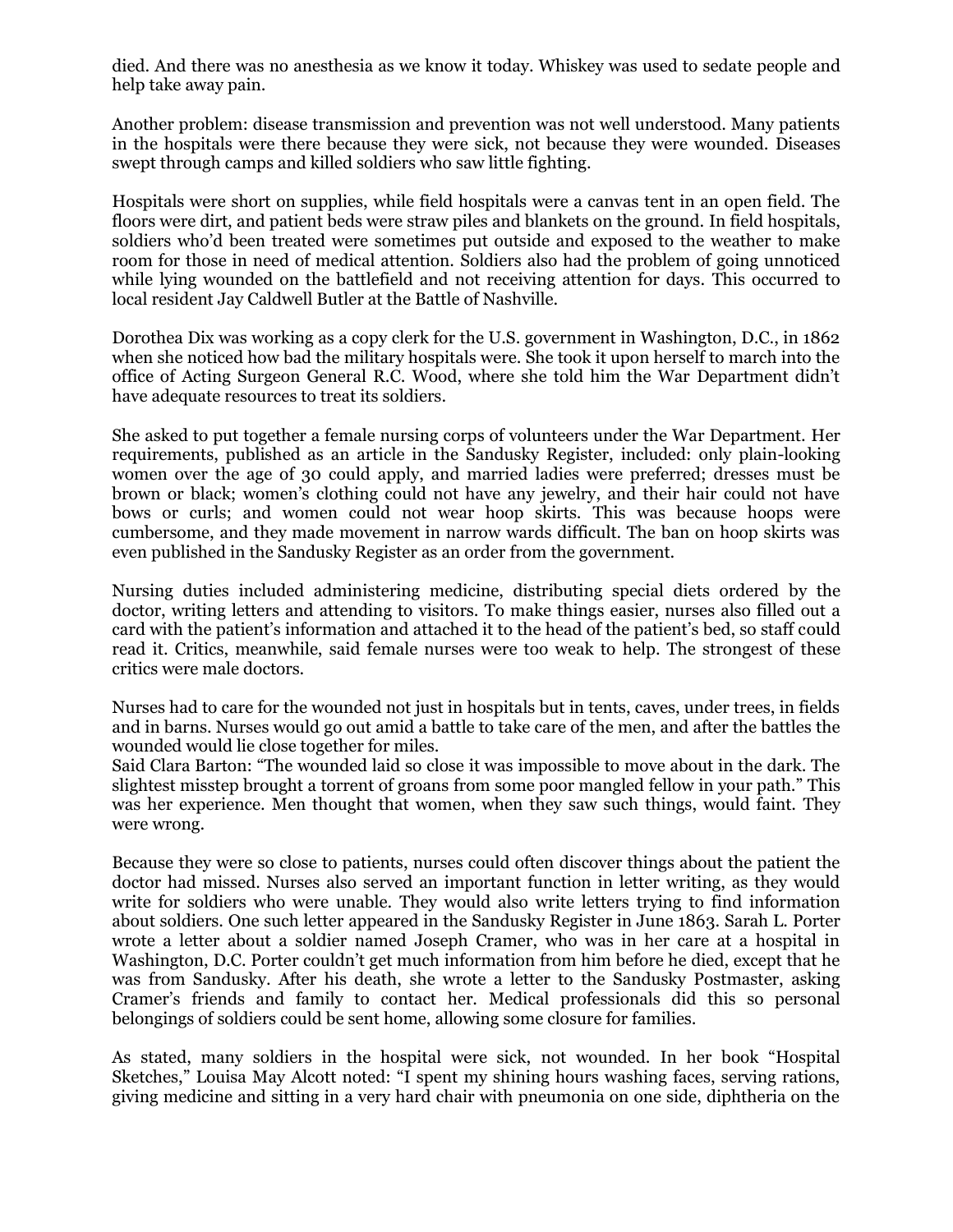died. And there was no anesthesia as we know it today. Whiskey was used to sedate people and help take away pain.

Another problem: disease transmission and prevention was not well understood. Many patients in the hospitals were there because they were sick, not because they were wounded. Diseases swept through camps and killed soldiers who saw little fighting.

Hospitals were short on supplies, while field hospitals were a canvas tent in an open field. The floors were dirt, and patient beds were straw piles and blankets on the ground. In field hospitals, soldiers who'd been treated were sometimes put outside and exposed to the weather to make room for those in need of medical attention. Soldiers also had the problem of going unnoticed while lying wounded on the battlefield and not receiving attention for days. This occurred to local resident Jay Caldwell Butler at the Battle of Nashville.

Dorothea Dix was working as a copy clerk for the U.S. government in Washington, D.C., in 1862 when she noticed how bad the military hospitals were. She took it upon herself to march into the office of Acting Surgeon General R.C. Wood, where she told him the War Department didn't have adequate resources to treat its soldiers.

She asked to put together a female nursing corps of volunteers under the War Department. Her requirements, published as an article in the Sandusky Register, included: only plain-looking women over the age of 30 could apply, and married ladies were preferred; dresses must be brown or black; women's clothing could not have any jewelry, and their hair could not have bows or curls; and women could not wear hoop skirts. This was because hoops were cumbersome, and they made movement in narrow wards difficult. The ban on hoop skirts was even published in the Sandusky Register as an order from the government.

Nursing duties included administering medicine, distributing special diets ordered by the doctor, writing letters and attending to visitors. To make things easier, nurses also filled out a card with the patient's information and attached it to the head of the patient's bed, so staff could read it. Critics, meanwhile, said female nurses were too weak to help. The strongest of these critics were male doctors.

Nurses had to care for the wounded not just in hospitals but in tents, caves, under trees, in fields and in barns. Nurses would go out amid a battle to take care of the men, and after the battles the wounded would lie close together for miles.

Said Clara Barton: "The wounded laid so close it was impossible to move about in the dark. The slightest misstep brought a torrent of groans from some poor mangled fellow in your path." This was her experience. Men thought that women, when they saw such things, would faint. They were wrong.

Because they were so close to patients, nurses could often discover things about the patient the doctor had missed. Nurses also served an important function in letter writing, as they would write for soldiers who were unable. They would also write letters trying to find information about soldiers. One such letter appeared in the Sandusky Register in June 1863. Sarah L. Porter wrote a letter about a soldier named Joseph Cramer, who was in her care at a hospital in Washington, D.C. Porter couldn't get much information from him before he died, except that he was from Sandusky. After his death, she wrote a letter to the Sandusky Postmaster, asking Cramer's friends and family to contact her. Medical professionals did this so personal belongings of soldiers could be sent home, allowing some closure for families.

As stated, many soldiers in the hospital were sick, not wounded. In her book "Hospital Sketches," Louisa May Alcott noted: "I spent my shining hours washing faces, serving rations, giving medicine and sitting in a very hard chair with pneumonia on one side, diphtheria on the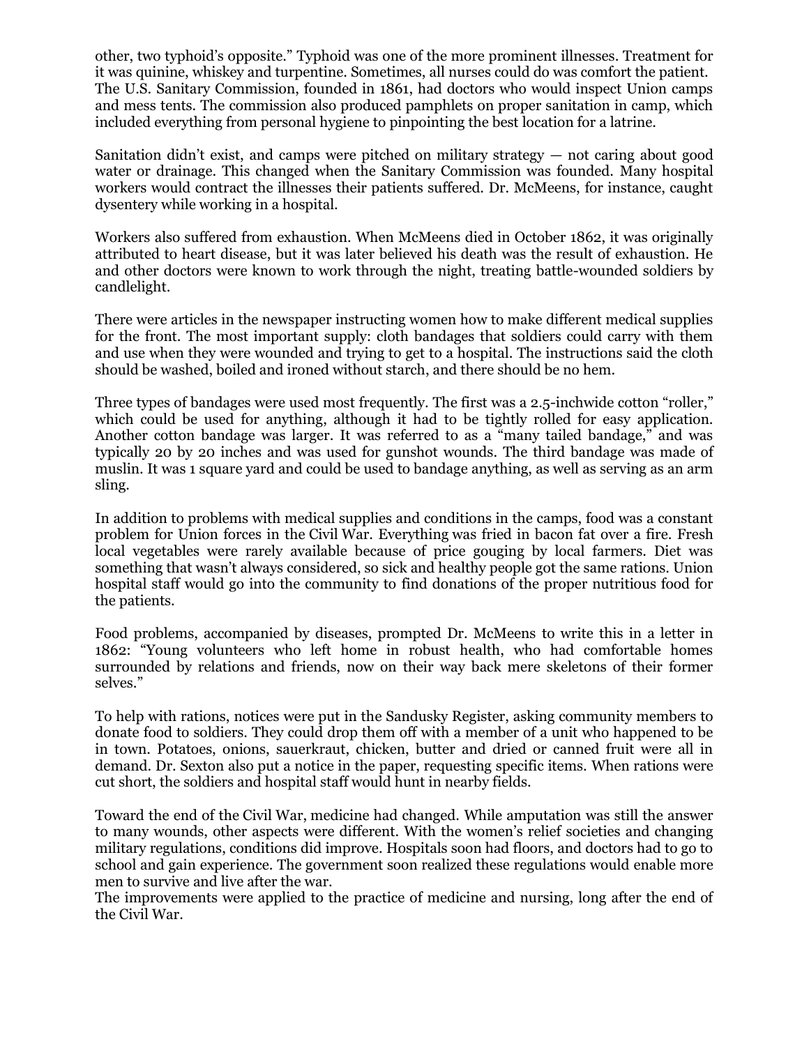other, two typhoid's opposite." Typhoid was one of the more prominent illnesses. Treatment for it was quinine, whiskey and turpentine. Sometimes, all nurses could do was comfort the patient. The U.S. Sanitary Commission, founded in 1861, had doctors who would inspect Union camps and mess tents. The commission also produced pamphlets on proper sanitation in camp, which included everything from personal hygiene to pinpointing the best location for a latrine.

Sanitation didn't exist, and camps were pitched on military strategy — not caring about good water or drainage. This changed when the Sanitary Commission was founded. Many hospital workers would contract the illnesses their patients suffered. Dr. McMeens, for instance, caught dysentery while working in a hospital.

Workers also suffered from exhaustion. When McMeens died in October 1862, it was originally attributed to heart disease, but it was later believed his death was the result of exhaustion. He and other doctors were known to work through the night, treating battle-wounded soldiers by candlelight.

There were articles in the newspaper instructing women how to make different medical supplies for the front. The most important supply: cloth bandages that soldiers could carry with them and use when they were wounded and trying to get to a hospital. The instructions said the cloth should be washed, boiled and ironed without starch, and there should be no hem.

Three types of bandages were used most frequently. The first was a 2.5-inchwide cotton "roller," which could be used for anything, although it had to be tightly rolled for easy application. Another cotton bandage was larger. It was referred to as a "many tailed bandage," and was typically 20 by 20 inches and was used for gunshot wounds. The third bandage was made of muslin. It was 1 square yard and could be used to bandage anything, as well as serving as an arm sling.

In addition to problems with medical supplies and conditions in the camps, food was a constant problem for Union forces in the Civil War. Everything was fried in bacon fat over a fire. Fresh local vegetables were rarely available because of price gouging by local farmers. Diet was something that wasn't always considered, so sick and healthy people got the same rations. Union hospital staff would go into the community to find donations of the proper nutritious food for the patients.

Food problems, accompanied by diseases, prompted Dr. McMeens to write this in a letter in 1862: "Young volunteers who left home in robust health, who had comfortable homes surrounded by relations and friends, now on their way back mere skeletons of their former selves."

To help with rations, notices were put in the Sandusky Register, asking community members to donate food to soldiers. They could drop them off with a member of a unit who happened to be in town. Potatoes, onions, sauerkraut, chicken, butter and dried or canned fruit were all in demand. Dr. Sexton also put a notice in the paper, requesting specific items. When rations were cut short, the soldiers and hospital staff would hunt in nearby fields.

Toward the end of the Civil War, medicine had changed. While amputation was still the answer to many wounds, other aspects were different. With the women's relief societies and changing military regulations, conditions did improve. Hospitals soon had floors, and doctors had to go to school and gain experience. The government soon realized these regulations would enable more men to survive and live after the war.

The improvements were applied to the practice of medicine and nursing, long after the end of the Civil War.